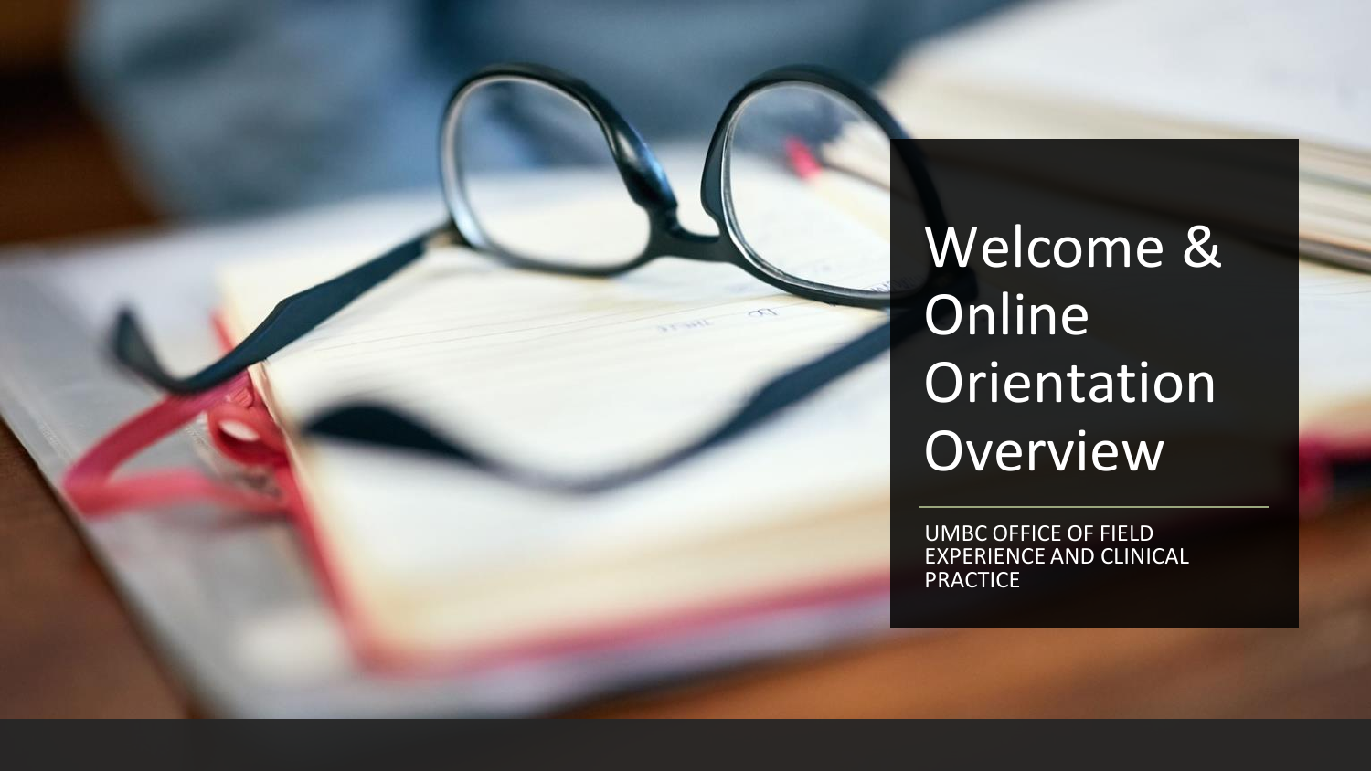# Welcome & Online Orientation Overview

UMBC OFFICE OF FIELD EXPERIENCE AND CLINICAL PRACTICE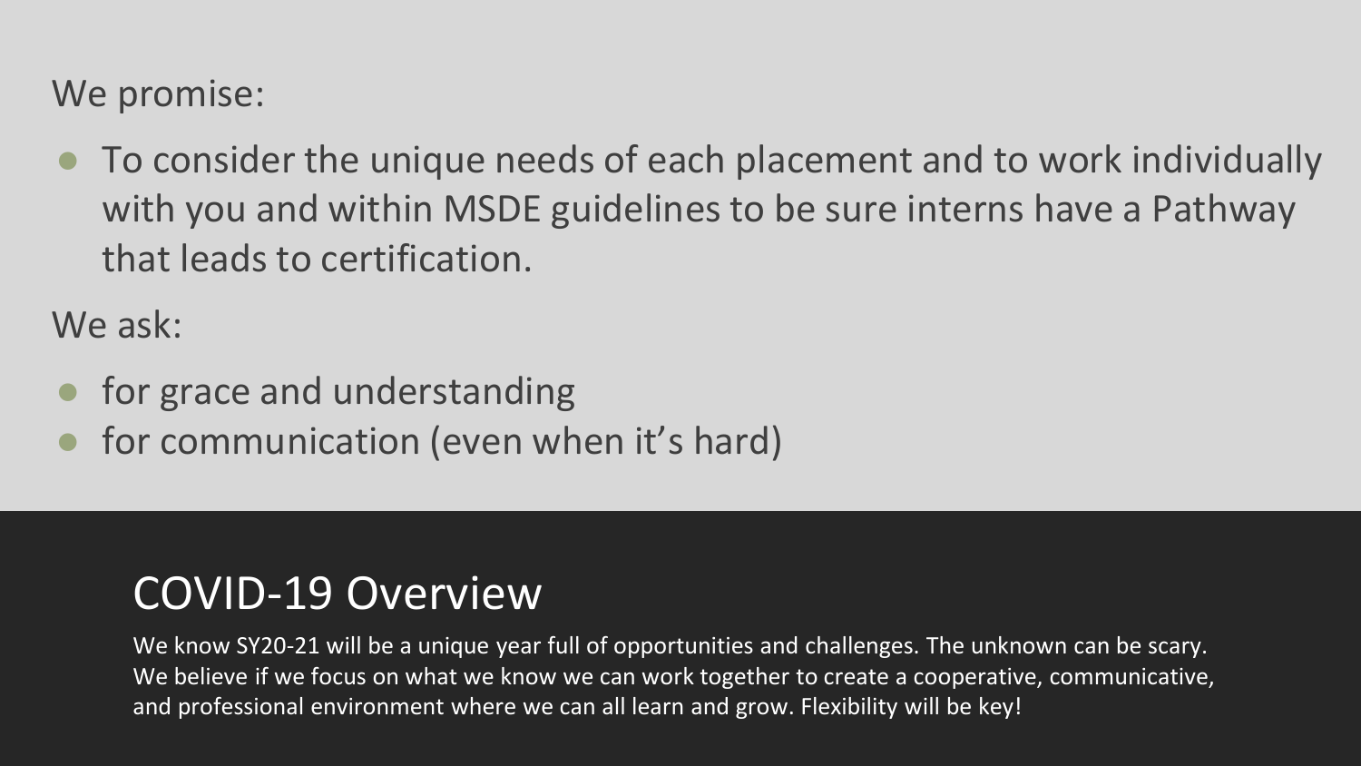We promise:

- To consider the unique needs of each placement and to work individually with you and within MSDE guidelines to be sure interns have a Pathway that leads to certification.

We ask:

- for grace and understanding
- for communication (even when it's hard)

## COVID-19 Overview

We know SY20-21 will be a unique year full of opportunities and challenges. The unknown can be scary. We believe if we focus on what we know we can work together to create a cooperative, communicative, and professional environment where we can all learn and grow. Flexibility will be key!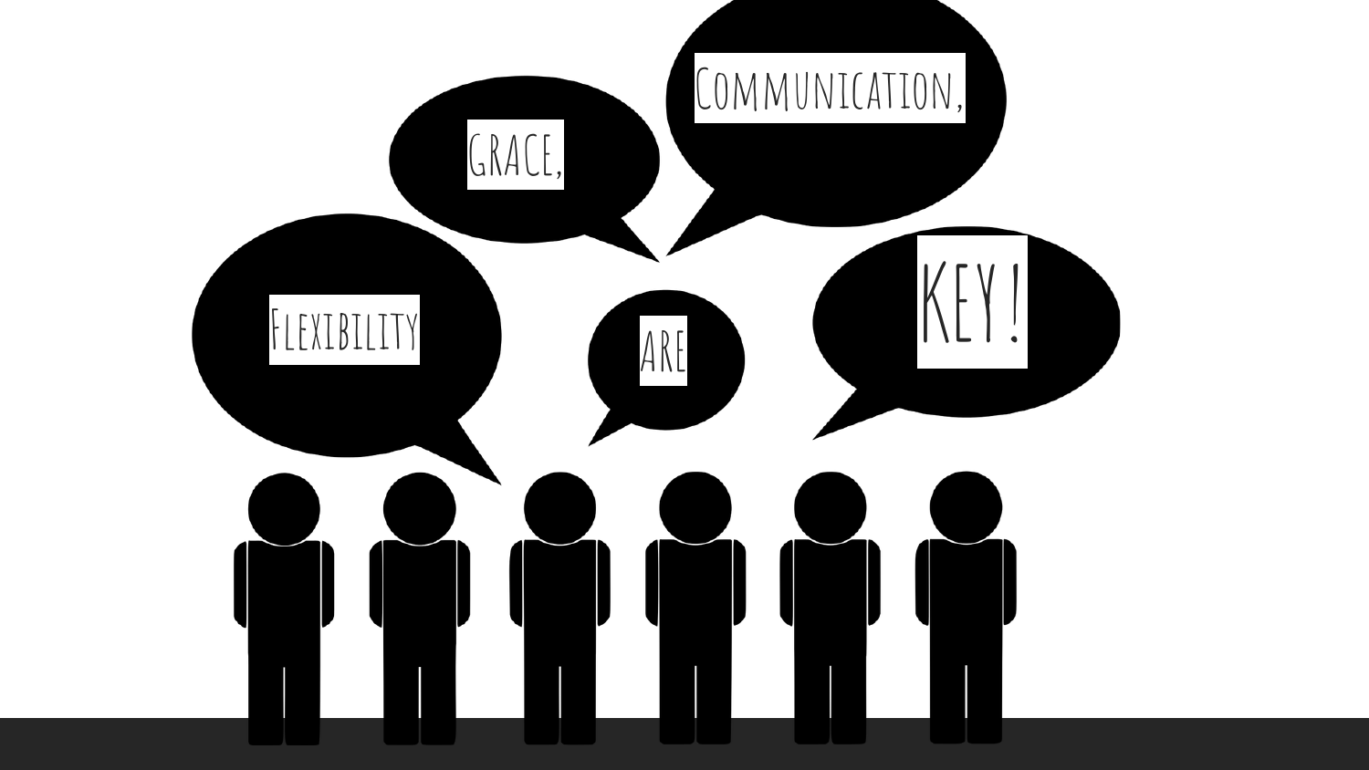Flexibility

grace,

Communication,

are

KEY!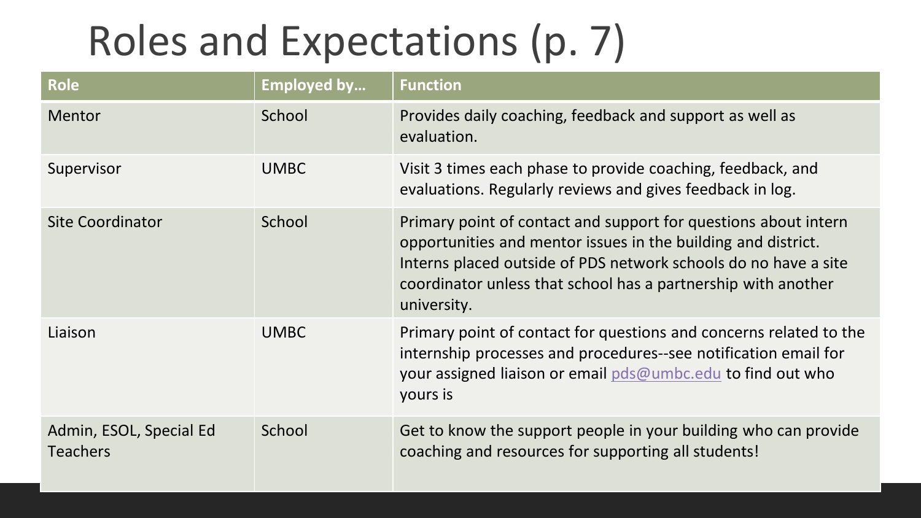# Roles and Expectations (p. 7)

| Role | Employed by… | Function |
| --- | --- | --- |
| Mentor | School | Provides daily coaching, feedback and support as well as evaluation. |
| Supervisor | UMBC | Visit 3 times each phase to provide coaching, feedback, and evaluations. Regularly reviews and gives feedback in log. |
| Site Coordinator | School | Primary point of contact and support for questions about intern opportunities and mentor issues in the building and district. Interns placed outside of PDS network schools do no have a site coordinator unless that school has a partnership with another university. |
| Liaison | UMBC | Primary point of contact for questions and concerns related to the internship processes and procedures--see notification email for your assigned liaison or email pds@umbc.edu to find out who yours is |
| Admin, ESOL, Special Ed Teachers | School | Get to know the support people in your building who can provide coaching and resources for supporting all students! |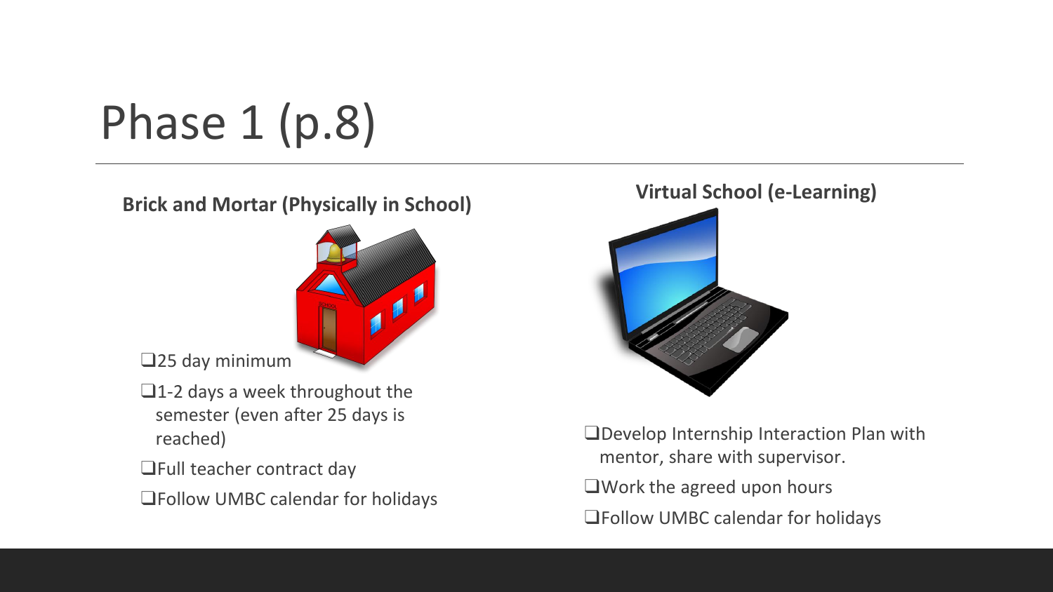# Phase 1 (p.8)

**Brick and Mortar (Physically in School)**

- ❑25 day minimum
- ❑1-2 days a week throughout the semester (even after 25 days is reached)
- ❑Full teacher contract day
- ❑Follow UMBC calendar for holidays

**Virtual School (e-Learning)**

- ❑Develop Internship Interaction Plan with mentor, share with supervisor.
- ❑Work the agreed upon hours
- ❑Follow UMBC calendar for holidays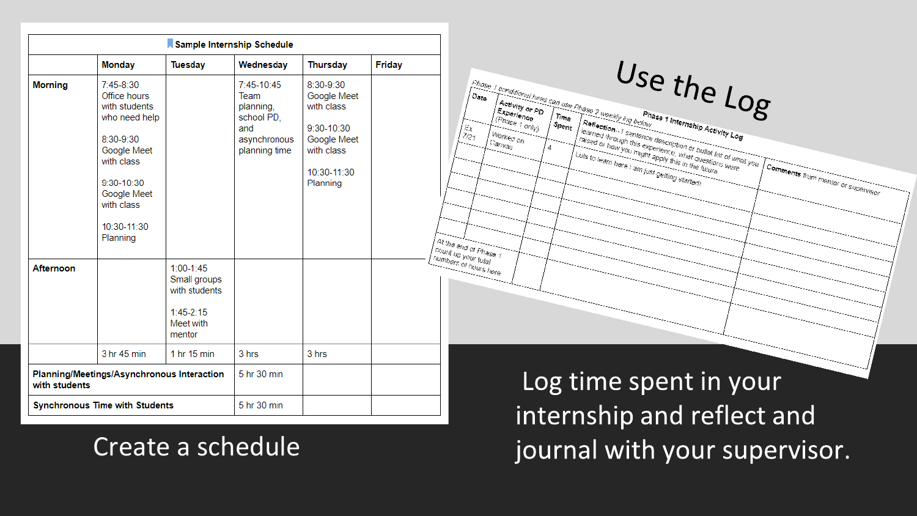| Sample Internship Schedule | | | | | |
|---|---|---|---|---|---|
| | Monday | Tuesday | Wednesday | Thursday | Friday |
| Morning | 7:45-8:30 Office hours with students who need help<br><br>8:30-9:30 Google Meet with class<br><br>9:30-10:30 Google Meet with class<br><br>10:30-11:30 Planning | | 7:45-10:45 Team planning, school PD, and asynchronous planning time | 8:30-9:30 Google Meet with class<br><br>9:30-10:30 Google Meet with class<br><br>10:30-11:30 Planning | |
| Afternoon | | 1:00-1:45 Small groups with students<br><br>1:45-2:15 Meet with mentor | | | |
| | 3 hr 45 min | 1 hr 15 min | 3 hrs | 3 hrs | |
| Planning/Meetings/Asynchronous Interaction with students | | | 5 hr 30 min | | |
| Synchronous Time with Students | | | 5 hr 30 min | | |

Create a schedule

# Use the Log

Phase 1 conditional hires can use Phase 2 weekly log below.

**Phase 1 Internship Activity Log**

| Date | Activity or PD Experience (Phase 1 only) | Time Spent | Reflection - 1 sentence description or bullet list of what you learned through this experience, what questions were raised or how you might apply this in the future. | Comments from mentor or supervisor |
|---|---|---|---|---|
| Ex 7/21 | Worked on Canvas | 4 | Lots to learn here I am just getting started! | |
| | | | | |
| | | | | |
| | | | | |
| | | | | |
| | | | | |
| | | | | |
| At the end of Phase 1 count up your total numbers of hours here | | | | |

Log time spent in your internship and reflect and journal with your supervisor.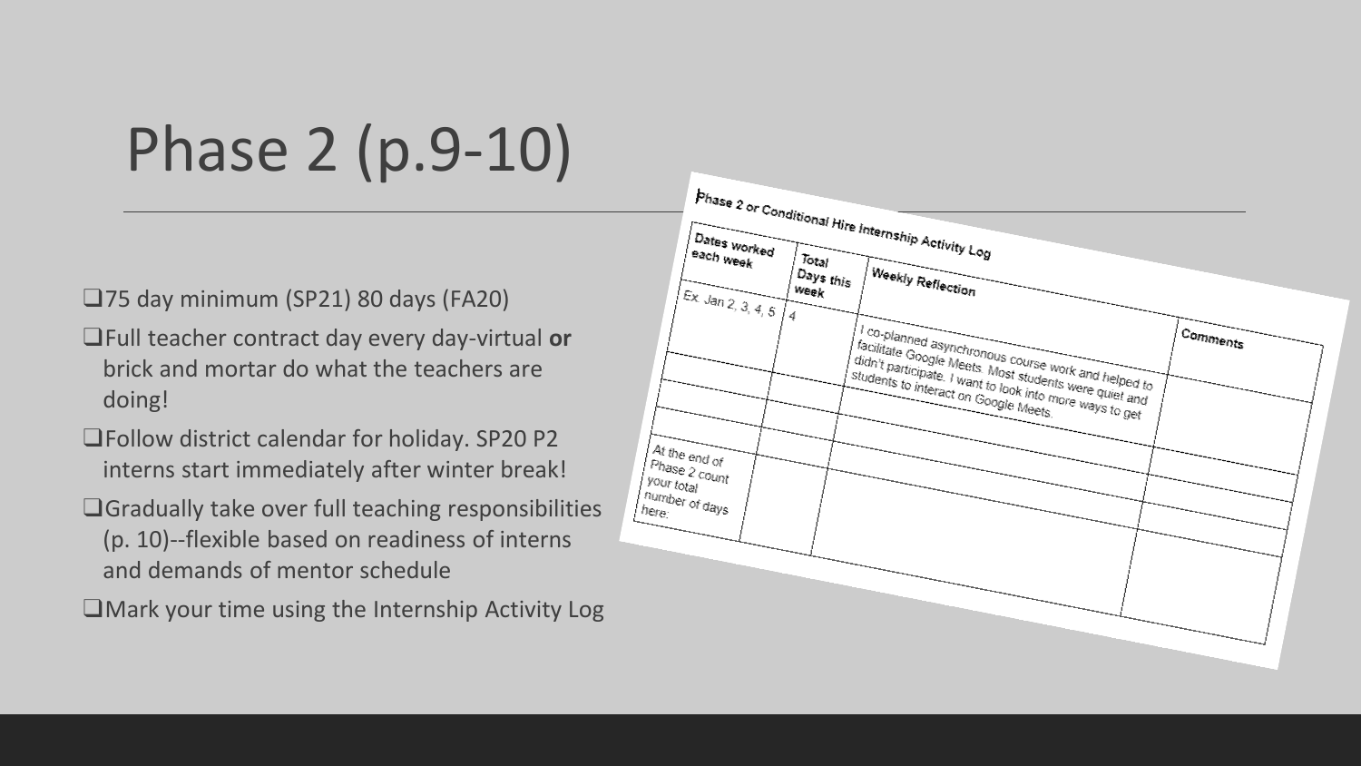# Phase 2 (p.9-10)

- ❑75 day minimum (SP21) 80 days (FA20)
- ❑Full teacher contract day every day-virtual **or** brick and mortar do what the teachers are doing!
- ❑Follow district calendar for holiday. SP20 P2 interns start immediately after winter break!
- ❑Gradually take over full teaching responsibilities (p. 10)--flexible based on readiness of interns and demands of mentor schedule
- ❑Mark your time using the Internship Activity Log

Phase 2 or Conditional Hire Internship Activity Log

| Dates worked each week | Total Days this week | Weekly Reflection | Comments |
|---|---|---|---|
| Ex. Jan 2, 3, 4, 5 | 4 | I co-planned asynchronous course work and helped to facilitate Google Meets. Most students were quiet and didn't participate. I want to look into more ways to get students to interact on Google Meets. | |
| | | | |
| | | | |
| | | | |
| At the end of Phase 2 count your total number of days here: | | | |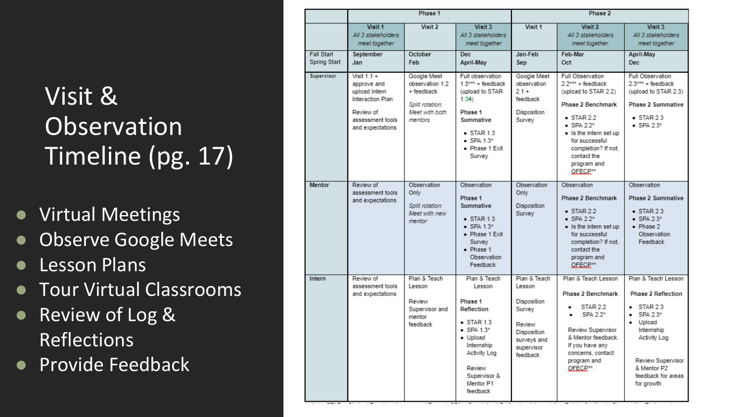# Visit & Observation Timeline (pg. 17)

- Virtual Meetings
- Observe Google Meets
- Lesson Plans
- Tour Virtual Classrooms
- Review of Log & Reflections
- Provide Feedback

| | Phase 1 | | | Phase 2 | | |
|---|---|---|---|---|---|---|
| | Visit 1 *All 3 stakeholders meet together* | Visit 2 | Visit 3 *All 3 stakeholders meet together* | Visit 1 | Visit 2 *All 3 stakeholders meet together* | Visit 3 *All 3 stakeholders meet together* |
| Fall Start<br>Spring Start | September<br>Jan | October<br>Feb | Dec<br>April-May | Jan-Feb<br>Sep | Feb-Mar<br>Oct | April-May<br>Dec |
| Supervisor | Visit 1.1 + approve and upload Intern Interaction Plan<br><br>Review of assessment tools and expectations | Google Meet observation 1.2 + feedback<br><br>*Split rotation: Meet with both mentors* | Full observation 1.3*** + feedback (upload to STAR 1.34)<br><br>**Phase 1 Summative**<br>• STAR 1.3<br>• SPA 1.3*<br>• Phase 1 Exit Survey | Google Meet observation 2.1 + feedback<br><br>Disposition Survey | Full Observation 2.2*** + feedback (upload to STAR 2.2)<br><br>**Phase 2 Benchmark**<br>• STAR 2.2<br>• SPA 2.2*<br>• Is the intern set up for successful completion? If not, contact the program and OFECP** | Full Observation 2.3*** + feedback (upload to STAR 2.3)<br><br>**Phase 2 Summative**<br>• STAR 2.3<br>• SPA 2.3* |
| Mentor | Review of assessment tools and expectations | Observation Only<br><br>*Split rotation: Meet with new mentor* | Observation<br><br>**Phase 1 Summative**<br>• STAR 1.3<br>• SPA 1.3*<br>• Phase 1 Exit Survey<br>• Phase 1 Observation Feedback | Observation Only<br><br>Disposition Survey | Observation<br><br>**Phase 2 Benchmark**<br>• STAR 2.2<br>• SPA 2.2*<br>• Is the intern set up for successful completion? If not, contact the program and OFECP** | Observation<br><br>**Phase 2 Summative**<br>• STAR 2.3<br>• SPA 2.3*<br>• Phase 2 Observation Feedback |
| Intern | Review of assessment tools and expectations | Plan & Teach Lesson<br><br>Review Supervisor and mentor feedback | Plan & Teach Lesson<br><br>**Phase 1 Reflection**<br>• STAR 1.3<br>• SPA 1.3*<br>• Upload Internship Activity Log<br><br>Review Supervisor & Mentor P1 feedback | Plan & Teach Lesson<br><br>Disposition Survey<br><br>Review Disposition surveys and supervisor feedback | Plan & Teach Lesson<br><br>**Phase 2 Benchmark**<br>• STAR 2.2<br>• SPA 2.2*<br><br>Review Supervisor & Mentor feedback. If you have any concerns, contact program and OFECP**. | Plan & Teach Lesson<br><br>**Phase 2 Reflection**<br>• STAR 2.3<br>• SPA 2.3*<br>• Upload Internship Activity Log<br><br>Review Supervisor & Mentor P2 feedback for areas for growth |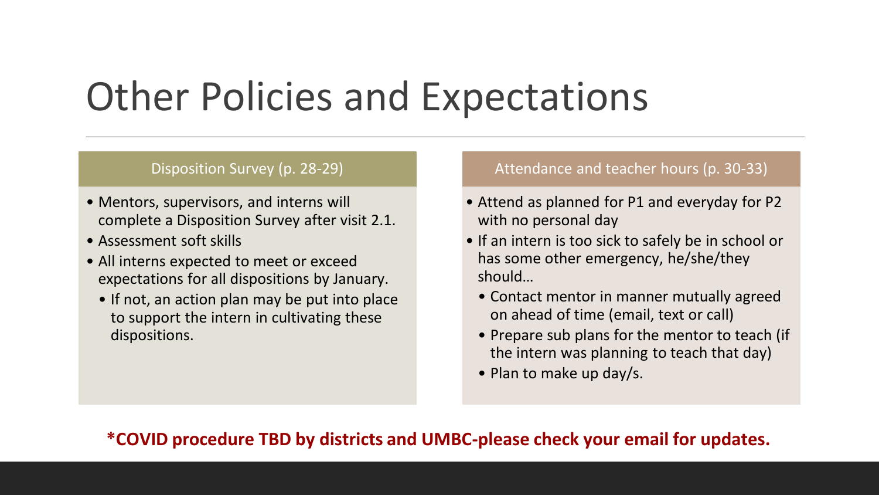# Other Policies and Expectations

## Disposition Survey (p. 28-29)

- Mentors, supervisors, and interns will complete a Disposition Survey after visit 2.1.
- Assessment soft skills
- All interns expected to meet or exceed expectations for all dispositions by January.
  - If not, an action plan may be put into place to support the intern in cultivating these dispositions.

## Attendance and teacher hours (p. 30-33)

- Attend as planned for P1 and everyday for P2 with no personal day
- If an intern is too sick to safely be in school or has some other emergency, he/she/they should…
  - Contact mentor in manner mutually agreed on ahead of time (email, text or call)
  - Prepare sub plans for the mentor to teach (if the intern was planning to teach that day)
  - Plan to make up day/s.

**\*COVID procedure TBD by districts and UMBC-please check your email for updates.**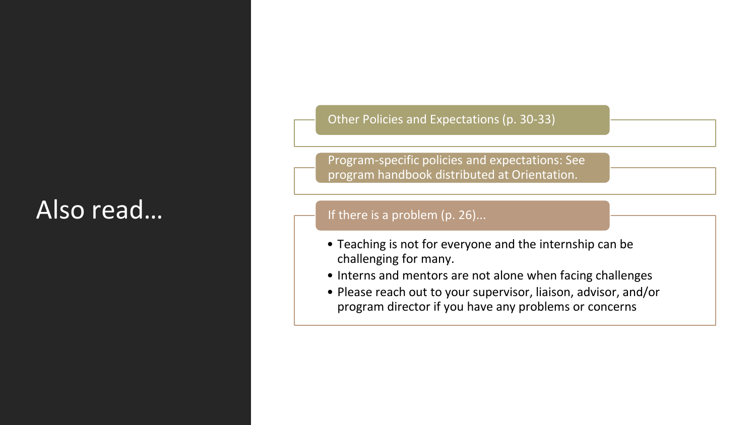# Also read…

## Other Policies and Expectations (p. 30-33)

## Program-specific policies and expectations: See program handbook distributed at Orientation.

## If there is a problem (p. 26)...

- Teaching is not for everyone and the internship can be challenging for many.
- Interns and mentors are not alone when facing challenges
- Please reach out to your supervisor, liaison, advisor, and/or program director if you have any problems or concerns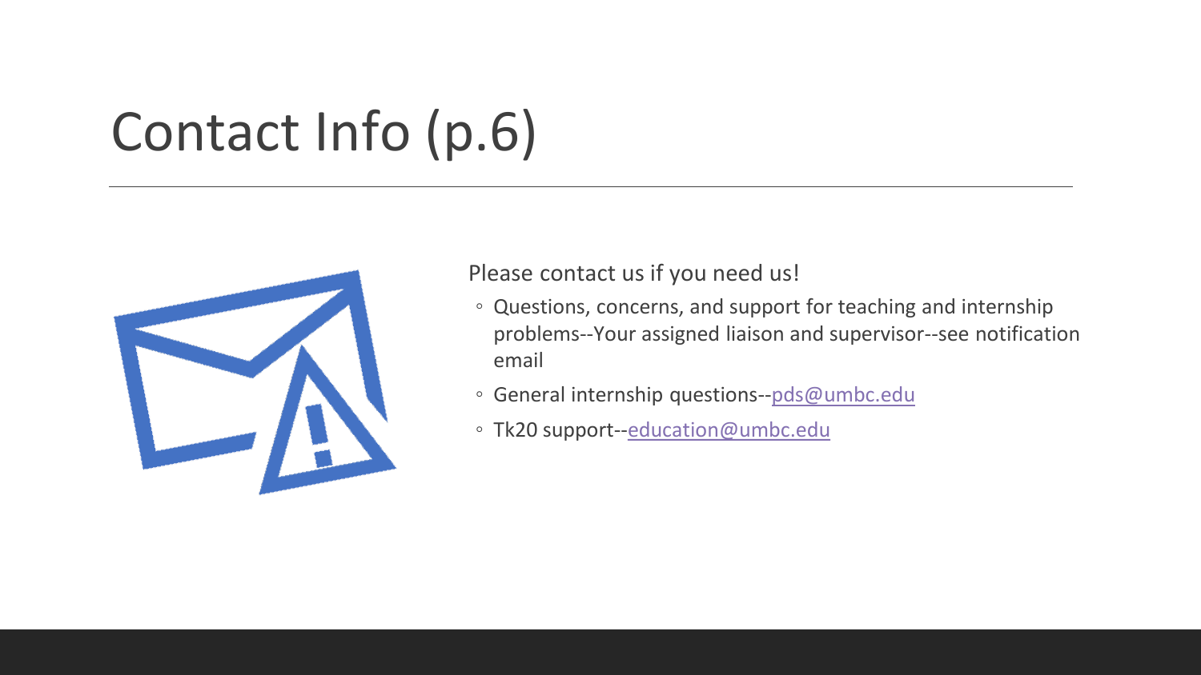# Contact Info (p.6)

Please contact us if you need us!

- Questions, concerns, and support for teaching and internship problems--Your assigned liaison and supervisor--see notification email
- General internship questions--pds@umbc.edu
- Tk20 support--education@umbc.edu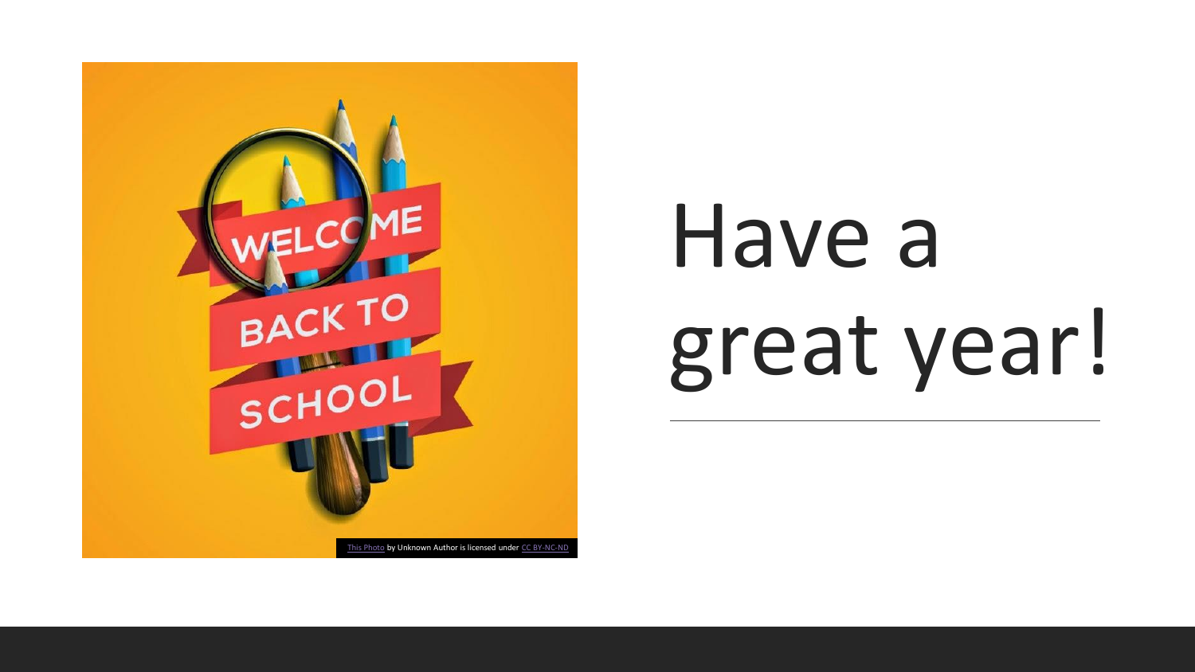# Have a great year!

This Photo by Unknown Author is licensed under CC BY-NC-ND